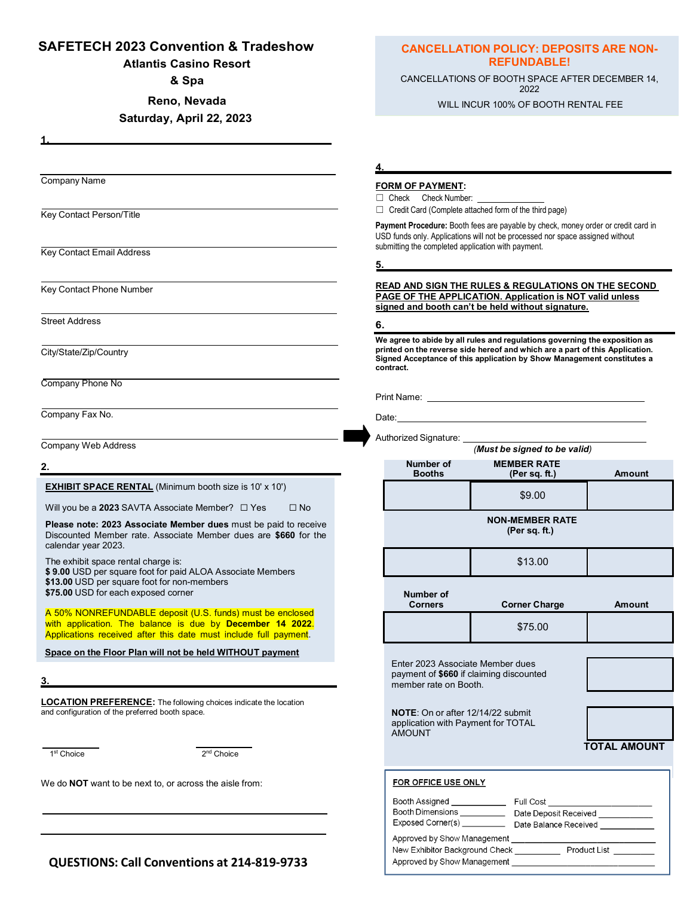# SAFETECH 2023 Convention & Tradeshow

**Atlantis Casino Resort & Spa**

**Reno, Nevada**

**Saturday, April 22, 2023**

**1.**

Company Name

Key Contact Person/Title

Key Contact Email Address

Key Contact Phone Number

Street Address

City/State/Zip/Country

Company Phone No

Company Fax No.

Company Web Address

**2.**

**EXHIBIT SPACE RENTAL** (Minimum booth size is 10' x 10')

Will you be a **2023** SAVTA Associate Member? ☐ Yes ☐ No

**Please note: 2023 Associate Member dues** must be paid to receive Discounted Member rate. Associate Member dues are **$660** for the calendar year 2023.

The exhibit space rental charge is:
**$ 9.00** USD per square foot for paid ALOA Associate Members
**$13.00** USD per square foot for non-members
**$75.00** USD for each exposed corner

A 50% NONREFUNDABLE deposit (U.S. funds) must be enclosed with application. The balance is due by **December 14 2022**. Applications received after this date must include full payment.

**Space on the Floor Plan will not be held WITHOUT payment**

**3.**

**LOCATION PREFERENCE:** The following choices indicate the location and configuration of the preferred booth space.

1st Choice ____________ 2nd Choice ____________

We do **NOT** want to be next to, or across the aisle from:

**QUESTIONS: Call Conventions at 214-819-9733**

**CANCELLATION POLICY: DEPOSITS ARE NON-REFUNDABLE!**

CANCELLATIONS OF BOOTH SPACE AFTER DECEMBER 14, 2022

WILL INCUR 100% OF BOOTH RENTAL FEE

**4.**

**FORM OF PAYMENT:**

☐ Check Check Number: ______________

☐ Credit Card (Complete attached form of the third page)

**Payment Procedure:** Booth fees are payable by check, money order or credit card in USD funds only. Applications will not be processed nor space assigned without submitting the completed application with payment.

**5.**

**READ AND SIGN THE RULES & REGULATIONS ON THE SECOND PAGE OF THE APPLICATION. Application is NOT valid unless signed and booth can't be held without signature.**

**6.**

**We agree to abide by all rules and regulations governing the exposition as printed on the reverse side hereof and which are a part of this Application. Signed Acceptance of this application by Show Management constitutes a contract.**

Print Name: ____________________

Date: ____________________

Authorized Signature: ____________________

***(Must be signed to be valid)***

| Number of Booths | MEMBER RATE (Per sq. ft.) | Amount |
|---|---|---|
| | $9.00 | |
| | **NON-MEMBER RATE (Per sq. ft.)** | |
| | $13.00 | |
| **Number of Corners** | **Corner Charge** | **Amount** |
| | $75.00 | |

Enter 2023 Associate Member dues payment of **$660** if claiming discounted member rate on Booth. ________

**NOTE**: On or after 12/14/22 submit application with Payment for TOTAL AMOUNT ________

**TOTAL AMOUNT**

**FOR OFFICE USE ONLY**

Booth Assigned ____________ Full Cost ____________

Booth Dimensions ____________ Date Deposit Received ____________

Exposed Corner(s) ____________ Date Balance Received ____________

Approved by Show Management ____________

New Exhibitor Background Check ____________ Product List ____________

Approved by Show Management ____________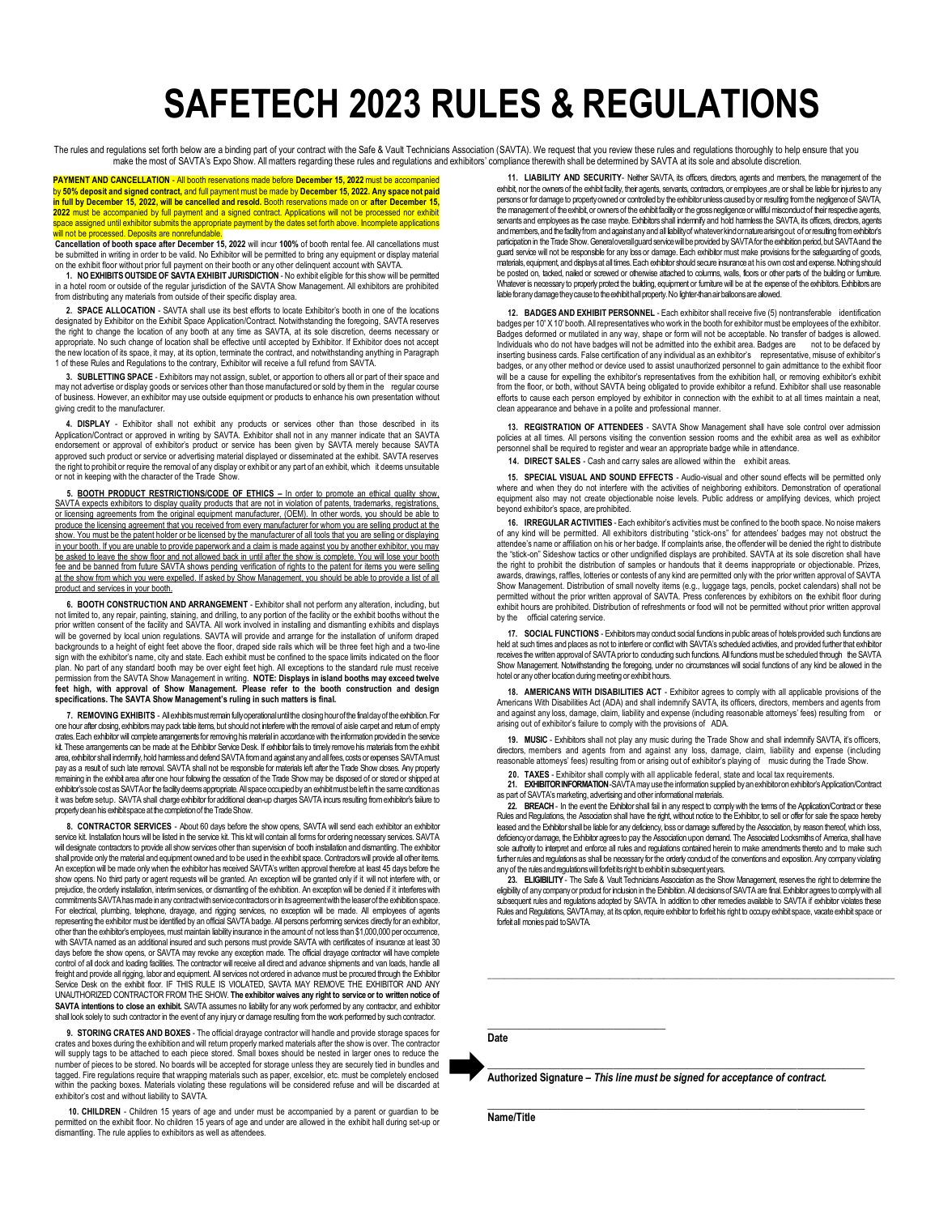# SAFETECH 2023 RULES & REGULATIONS

The rules and regulations set forth below are a binding part of your contract with the Safe & Vault Technicians Association (SAVTA). We request that you review these rules and regulations thoroughly to help ensure that you make the most of SAVTA's Expo Show. All matters regarding these rules and regulations and exhibitors' compliance therewith shall be determined by SAVTA at its sole and absolute discretion.

**PAYMENT AND CANCELLATION** - All booth reservations made before **December 15, 2022** must be accompanied by **50% deposit and signed contract,** and full payment must be made by **December 15, 2022. Any space not paid in full by December 15, 2022, will be cancelled and resold.** Booth reservations made on or **after December 15, 2022** must be accompanied by full payment and a signed contract. Applications will not be processed nor exhibit space assigned until exhibitor submits the appropriate payment by the dates set forth above. Incomplete applications will not be processed. Deposits are nonrefundable.

**Cancellation of booth space after December 15, 2022** will incur **100%** of booth rental fee. All cancellations must be submitted in writing in order to be valid. No Exhibitor will be permitted to bring any equipment or display material on the exhibit floor without prior full payment on their booth or any other delinquent account with SAVTA.

**1. NO EXHIBITS OUTSIDE OF SAVTA EXHIBIT JURISDICTION** - No exhibit eligible for this show will be permitted in a hotel room or outside of the regular jurisdiction of the SAVTA Show Management. All exhibitors are prohibited from distributing any materials from outside of their specific display area.

**2. SPACE ALLOCATION** - SAVTA shall use its best efforts to locate Exhibitor's booth in one of the locations designated by Exhibitor on the Exhibit Space Application/Contract. Notwithstanding the foregoing, SAVTA reserves the right to change the location of any booth at any time as SAVTA, at its sole discretion, deems necessary or appropriate. No such change of location shall be effective until accepted by Exhibitor. If Exhibitor does not accept the new location of its space, it may, at its option, terminate the contract, and notwithstanding anything in Paragraph 1 of these Rules and Regulations to the contrary, Exhibitor will receive a full refund from SAVTA.

**3. SUBLETTING SPACE** - Exhibitors may not assign, sublet, or apportion to others all or part of their space and may not advertise or display goods or services other than those manufactured or sold by them in the regular course of business. However, an exhibitor may use outside equipment or products to enhance his own presentation without giving credit to the manufacturer.

**4. DISPLAY** - Exhibitor shall not exhibit any products or services other than those described in its Application/Contract or approved in writing by SAVTA. Exhibitor shall not in any manner indicate that an SAVTA endorsement or approval of exhibitor's product or service has been given by SAVTA merely because SAVTA approved such product or service or advertising material displayed or disseminated at the exhibit. SAVTA reserves the right to prohibit or require the removal of any display or exhibit or any part of an exhibit, which it deems unsuitable or not in keeping with the character of the Trade Show.

**5. BOOTH PRODUCT RESTRICTIONS/CODE OF ETHICS –** In order to promote an ethical quality show, SAVTA expects exhibitors to display quality products that are not in violation of patents, trademarks, registrations, or licensing agreements from the original equipment manufacturer, (OEM). In other words, you should be able to produce the licensing agreement that you received from every manufacturer for whom you are selling product at the show. You must be the patent holder or be licensed by the manufacturer of all tools that you are selling or displaying in your booth. If you are unable to provide paperwork and a claim is made against you by another exhibitor, you may be asked to leave the show floor and not allowed back in until after the show is complete. You will lose your booth fee and be banned from future SAVTA shows pending verification of rights to the patent for items you were selling at the show from which you were expelled. If asked by Show Management, you should be able to provide a list of all product and services in your booth.

**6. BOOTH CONSTRUCTION AND ARRANGEMENT** - Exhibitor shall not perform any alteration, including, but not limited to, any repair, painting, staining, and drilling, to any portion of the facility or the exhibit booths without the prior written consent of the facility and SAVTA. All work involved in installing and dismantling exhibits and displays will be governed by local union regulations. SAVTA will provide and arrange for the installation of uniform draped backgrounds to a height of eight feet above the floor, draped side rails which will be three feet high and a two-line sign with the exhibitor's name, city and state. Each exhibit must be confined to the space limits indicated on the floor plan. No part of any standard booth may be over eight feet high. All exceptions to the standard rule must receive permission from the SAVTA Show Management in writing. **NOTE: Displays in island booths may exceed twelve feet high, with approval of Show Management. Please refer to the booth construction and design specifications. The SAVTA Show Management's ruling in such matters is final.**

**7. REMOVING EXHIBITS** - All exhibits must remain fully operational until the closing hour of the final day of the exhibition. For one hour after closing, exhibitors may pack table items, but should not interfere with the removal of aisle carpet and return of empty crates. Each exhibitor will complete arrangements for removing his material in accordance with the information provided in the service kit. These arrangements can be made at the Exhibitor Service Desk. If exhibitor fails to timely remove his materials from the exhibit area, exhibitor shall indemnify, hold harmless and defend SAVTA from and against any and all fees, costs or expenses SAVTA must pay as a result of such late removal. SAVTA shall not be responsible for materials left after the Trade Show closes. Any property remaining in the exhibit area after one hour following the cessation of the Trade Show may be disposed of or stored or shipped at exhibitor's sole cost as SAVTA or the facility deems appropriate. All space occupied by an exhibit must be left in the same condition as it was before setup. SAVTA shall charge exhibitor for additional clean-up charges SAVTA incurs resulting from exhibitor's failure to properly clean his exhibit space at the completion of the Trade Show.

**8. CONTRACTOR SERVICES** - About 60 days before the show opens, SAVTA will send each exhibitor an exhibitor service kit. Installation hours will be listed in the service kit. This kit will contain all forms for ordering necessary services. SAVTA will designate contractors to provide all show services other than supervision of booth installation and dismantling. The exhibitor shall provide only the material and equipment owned and to be used in the exhibit space. Contractors will provide all other items. An exception will be made only when the exhibitor has received SAVTA's written approval therefore at least 45 days before the show opens. No third party or agent requests will be granted. An exception will be granted only if it will not interfere with, or prejudice, the orderly installation, interim services, or dismantling of the exhibition. An exception will be denied if it interferes with commitments SAVTA has made in any contract with service contractors or in its agreement with the leaser of the exhibition space. For electrical, plumbing, telephone, drayage, and rigging services, no exception will be made. All employees of agents representing the exhibitor must be identified by an official SAVTA badge. All persons performing services directly for an exhibitor, other than the exhibitor's employees, must maintain liability insurance in the amount of not less than $1,000,000 per occurrence, with SAVTA named as an additional insured and such persons must provide SAVTA with certificates of insurance at least 30 days before the show opens, or SAVTA may revoke any exception made. The official drayage contractor will have complete control of all dock and loading facilities. The contractor will receive all direct and advance shipments and van loads, handle all freight and provide all rigging, labor and equipment. All services not ordered in advance must be procured through the Exhibitor Service Desk on the exhibit floor. IF THIS RULE IS VIOLATED, SAVTA MAY REMOVE THE EXHIBITOR AND ANY UNAUTHORIZED CONTRACTOR FROM THE SHOW. **The exhibitor waives any right to service or to written notice of SAVTA intentions to close an exhibit.** SAVTA assumes no liability for any work performed by any contractor, and exhibitor shall look solely to such contractor in the event of any injury or damage resulting from the work performed by such contractor.

**9. STORING CRATES AND BOXES** - The official drayage contractor will handle and provide storage spaces for crates and boxes during the exhibition and will return properly marked materials after the show is over. The contractor will supply tags to be attached to each piece stored. Small boxes should be nested in larger ones to reduce the number of pieces to be stored. No boards will be accepted for storage unless they are securely tied in bundles and tagged. Fire regulations require that wrapping materials such as paper, excelsior, etc. must be completely enclosed within the packing boxes. Materials violating these regulations will be considered refuse and will be discarded at exhibitor's cost and without liability to SAVTA.

**10. CHILDREN** - Children 15 years of age and under must be accompanied by a parent or guardian to be permitted on the exhibit floor. No children 15 years of age and under are allowed in the exhibit hall during set-up or dismantling. The rule applies to exhibitors as well as attendees.

**11. LIABILITY AND SECURITY**- Neither SAVTA, its officers, directors, agents and members, the management of the exhibit, nor the owners of the exhibit facility, their agents, servants, contractors, or employees ,are or shall be liable for injuries to any persons or for damage to property owned or controlled by the exhibitor unless caused by or resulting from the negligence of SAVTA, the management of the exhibit, or owners of the exhibit facility or the gross negligence or willful misconduct of their respective agents, servants and employees as the case maybe. Exhibitors shall indemnify and hold harmless the SAVTA, its officers, directors, agents and members, and the facility from and against any and all liability of whatever kind or nature arising out of or resulting from exhibitor's participation in the Trade Show. General overall guard service will be provided by SAVTA for the exhibition period, but SAVTA and the guard service will not be responsible for any loss or damage. Each exhibitor must make provisions for the safeguarding of goods, materials, equipment, and displays at all times. Each exhibitor should secure insurance at his own cost and expense. Nothing should be posted on, tacked, nailed or screwed or otherwise attached to columns, walls, floors or other parts of the building or furniture. Whatever is necessary to properly protect the building, equipment or furniture will be at the expense of the exhibitors. Exhibitors are liable for any damage they cause to the exhibit hall property. No lighter-than air balloons are allowed.

**12. BADGES AND EXHIBIT PERSONNEL** - Each exhibitor shall receive five (5) nontransferable identification badges per 10' X 10' booth. All representatives who work in the booth for exhibitor must be employees of the exhibitor. Badges deformed or mutilated in any way, shape or form will not be acceptable. No transfer of badges is allowed. Individuals who do not have badges will not be admitted into the exhibit area. Badges are not to be defaced by inserting business cards. False certification of any individual as an exhibitor's representative, misuse of exhibitor's badges, or any other method or device used to assist unauthorized personnel to gain admittance to the exhibit floor will be a cause for expelling the exhibitor's representatives from the exhibition hall, or removing exhibitor's exhibit from the floor, or both, without SAVTA being obligated to provide exhibitor a refund. Exhibitor shall use reasonable efforts to cause each person employed by exhibitor in connection with the exhibit to at all times maintain a neat, clean appearance and behave in a polite and professional manner.

**13. REGISTRATION OF ATTENDEES** - SAVTA Show Management shall have sole control over admission policies at all times. All persons visiting the convention session rooms and the exhibit area as well as exhibitor personnel shall be required to register and wear an appropriate badge while in attendance.

**14. DIRECT SALES** - Cash and carry sales are allowed within the exhibit areas.

**15. SPECIAL VISUAL AND SOUND EFFECTS** - Audio-visual and other sound effects will be permitted only where and when they do not interfere with the activities of neighboring exhibitors. Demonstration of operational equipment also may not create objectionable noise levels. Public address or amplifying devices, which project beyond exhibitor's space, are prohibited.

**16. IRREGULAR ACTIVITIES** - Each exhibitor's activities must be confined to the booth space. No noise makers of any kind will be permitted. All exhibitors distributing "stick-ons" for attendees' badges may not obstruct the attendee's name or affiliation on his or her badge. If complaints arise, the offender will be denied the right to distribute the "stick-on" Sideshow tactics or other undignified displays are prohibited. SAVTA at its sole discretion shall have the right to prohibit the distribution of samples or handouts that it deems inappropriate or objectionable. Prizes, awards, drawings, raffles, lotteries or contests of any kind are permitted only with the prior written approval of SAVTA Show Management. Distribution of small novelty items (e.g., luggage tags, pencils, pocket calendars) shall not be permitted without the prior written approval of SAVTA. Press conferences by exhibitors on the exhibit floor during exhibit hours are prohibited. Distribution of refreshments or food will not be permitted without prior written approval by the official catering service.

**17. SOCIAL FUNCTIONS** - Exhibitors may conduct social functions in public areas of hotels provided such functions are held at such times and places as not to interfere or conflict with SAVTA's scheduled activities, and provided further that exhibitor receives the written approval of SAVTA prior to conducting such functions. All functions must be scheduled through the SAVTA Show Management. Notwithstanding the foregoing, under no circumstances will social functions of any kind be allowed in the hotel or any other location during meeting or exhibit hours.

**18. AMERICANS WITH DISABILITIES ACT** - Exhibitor agrees to comply with all applicable provisions of the Americans With Disabilities Act (ADA) and shall indemnify SAVTA, its officers, directors, members and agents from and against any loss, damage, claim, liability and expense (including reasonable attorneys' fees) resulting from or arising out of exhibitor's failure to comply with the provisions of ADA.

**19. MUSIC** - Exhibitors shall not play any music during the Trade Show and shall indemnify SAVTA, it's officers, directors, members and agents from and against any loss, damage, claim, liability and expense (including reasonable attorneys' fees) resulting from or arising out of exhibitor's playing of music during the Trade Show.

**20. TAXES** - Exhibitor shall comply with all applicable federal, state and local tax requirements.

**21. EXHIBITOR INFORMATION** -SAVTA may use the information supplied by an exhibitor on exhibitor's Application/Contract as part of SAVTA's marketing, advertising and other informational materials.

**22. BREACH** - In the event the Exhibitor shall fail in any respect to comply with the terms of the Application/Contract or these Rules and Regulations, the Association shall have the right, without notice to the Exhibitor, to sell or offer for sale the space hereby leased and the Exhibitor shall be liable for any deficiency, loss or damage suffered by the Association, by reason thereof, which loss, deficiency or damage, the Exhibitor agrees to pay the Association upon demand. The Associated Locksmiths of America, shall have sole authority to interpret and enforce all rules and regulations contained herein to make amendments thereto and to make such further rules and regulations as shall be necessary for the orderly conduct of the conventions and exposition. Any company violating any of the rules and regulations will forfeit its right to exhibit in subsequent years.

**23. ELIGIBILITY** - The Safe & Vault Technicians Association as the Show Management, reserves the right to determine the eligibility of any company or product for inclusion in the Exhibition. All decisions of SAVTA are final. Exhibitor agrees to comply with all subsequent rules and regulations adopted by SAVTA. In addition to other remedies available to SAVTA if exhibitor violates these Rules and Regulations, SAVTA may, at its option, require exhibitor to forfeit his right to occupy exhibit space, vacate exhibit space or forfeit all monies paid to SAVTA.

______________________________

**Date**

______________________________

**Authorized Signature –** ***This line must be signed for acceptance of contract.***

______________________________

**Name/Title**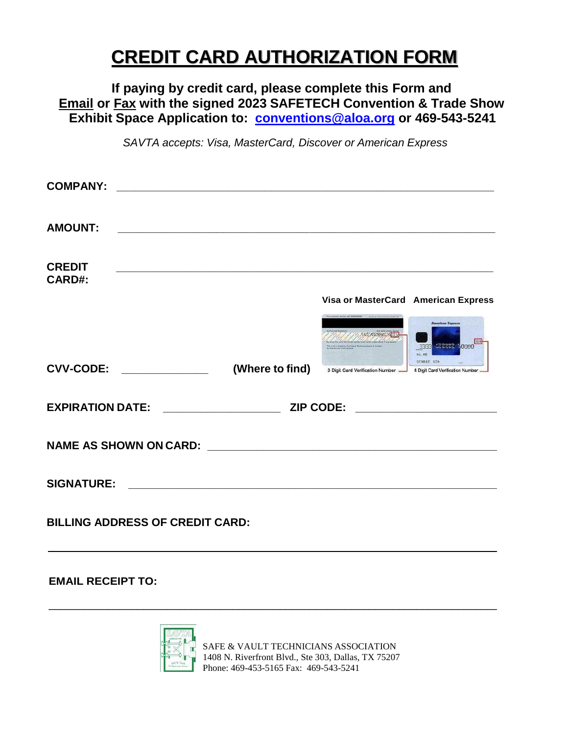# CREDIT CARD AUTHORIZATION FORM

**If paying by credit card, please complete this Form and Email or Fax with the signed 2023 SAFETECH Convention & Trade Show Exhibit Space Application to: conventions@aloa.org or 469-543-5241**

*SAVTA accepts: Visa, MasterCard, Discover or American Express*

**COMPANY:** ____________________________________________

**AMOUNT:** ____________________________________________

**CREDIT CARD#:** ____________________________________________

**Visa or MasterCard** **American Express**

**CVV-CODE:** ______________ **(Where to find)**

3 Digit Card Verification Number

4 Digit Card Verification Number

**EXPIRATION DATE:** ____________________ **ZIP CODE:** ____________________

**NAME AS SHOWN ON CARD:** ____________________________________________

**SIGNATURE:** ____________________________________________

**BILLING ADDRESS OF CREDIT CARD:**

____________________________________________

**EMAIL RECEIPT TO:**

____________________________________________

SAFE & VAULT TECHNICIANS ASSOCIATION
1408 N. Riverfront Blvd., Ste 303, Dallas, TX 75207
Phone: 469-453-5165 Fax: 469-543-5241